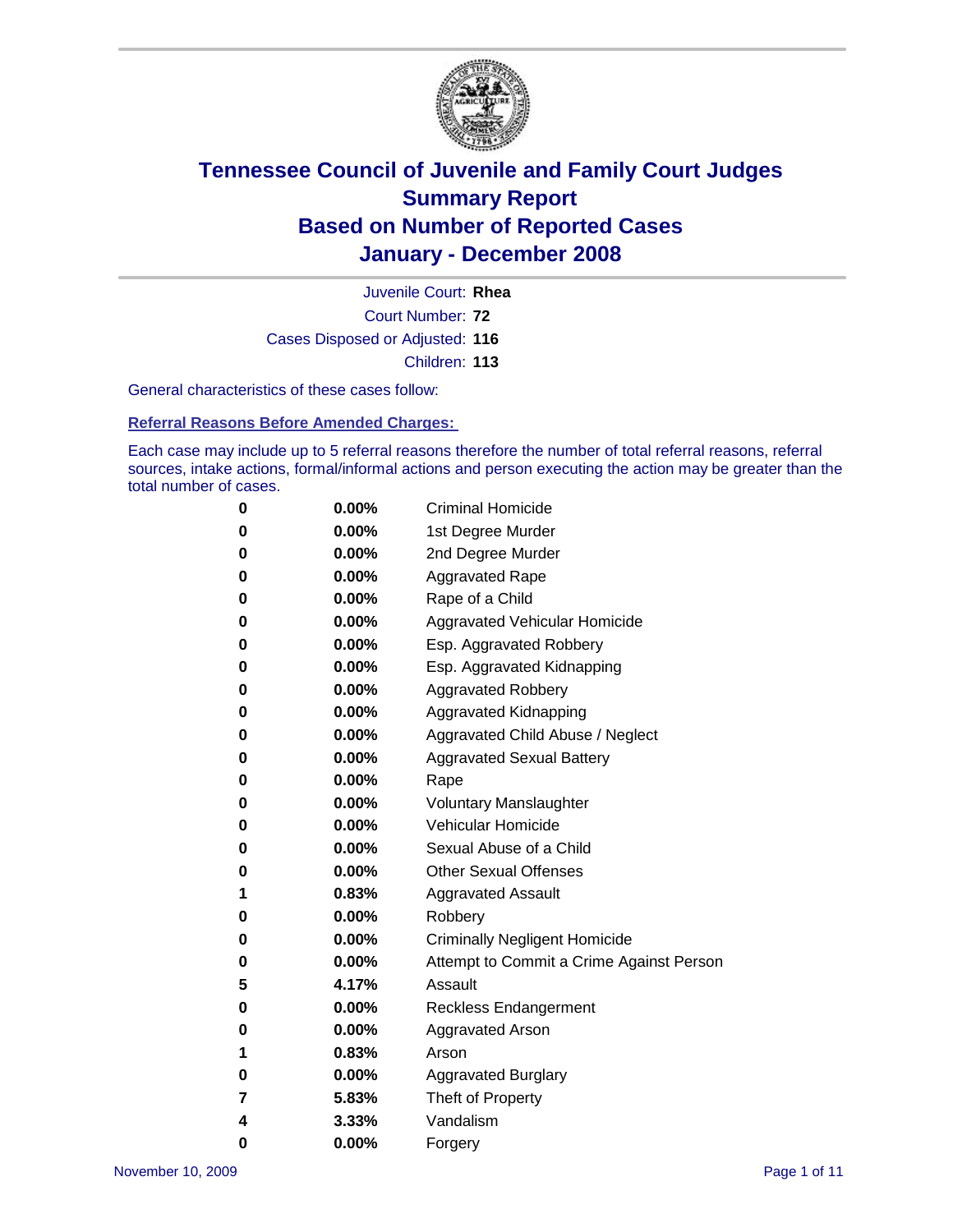# Tennessee Council of Juvenile and Family Court Judges
## Summary Report
## Based on Number of Reported Cases
## January - December 2008

Juvenile Court: **Rhea**
Court Number: **72**
Cases Disposed or Adjusted: **116**
Children: **113**

General characteristics of these cases follow:

### Referral Reasons Before Amended Charges:

Each case may include up to 5 referral reasons therefore the number of total referral reasons, referral sources, intake actions, formal/informal actions and person executing the action may be greater than the total number of cases.

| Count | Percent | Referral Reason |
|---|---|---|
| 0 | 0.00% | Criminal Homicide |
| 0 | 0.00% | 1st Degree Murder |
| 0 | 0.00% | 2nd Degree Murder |
| 0 | 0.00% | Aggravated Rape |
| 0 | 0.00% | Rape of a Child |
| 0 | 0.00% | Aggravated Vehicular Homicide |
| 0 | 0.00% | Esp. Aggravated Robbery |
| 0 | 0.00% | Esp. Aggravated Kidnapping |
| 0 | 0.00% | Aggravated Robbery |
| 0 | 0.00% | Aggravated Kidnapping |
| 0 | 0.00% | Aggravated Child Abuse / Neglect |
| 0 | 0.00% | Aggravated Sexual Battery |
| 0 | 0.00% | Rape |
| 0 | 0.00% | Voluntary Manslaughter |
| 0 | 0.00% | Vehicular Homicide |
| 0 | 0.00% | Sexual Abuse of a Child |
| 0 | 0.00% | Other Sexual Offenses |
| 1 | 0.83% | Aggravated Assault |
| 0 | 0.00% | Robbery |
| 0 | 0.00% | Criminally Negligent Homicide |
| 0 | 0.00% | Attempt to Commit a Crime Against Person |
| 5 | 4.17% | Assault |
| 0 | 0.00% | Reckless Endangerment |
| 0 | 0.00% | Aggravated Arson |
| 1 | 0.83% | Arson |
| 0 | 0.00% | Aggravated Burglary |
| 7 | 5.83% | Theft of Property |
| 4 | 3.33% | Vandalism |
| 0 | 0.00% | Forgery |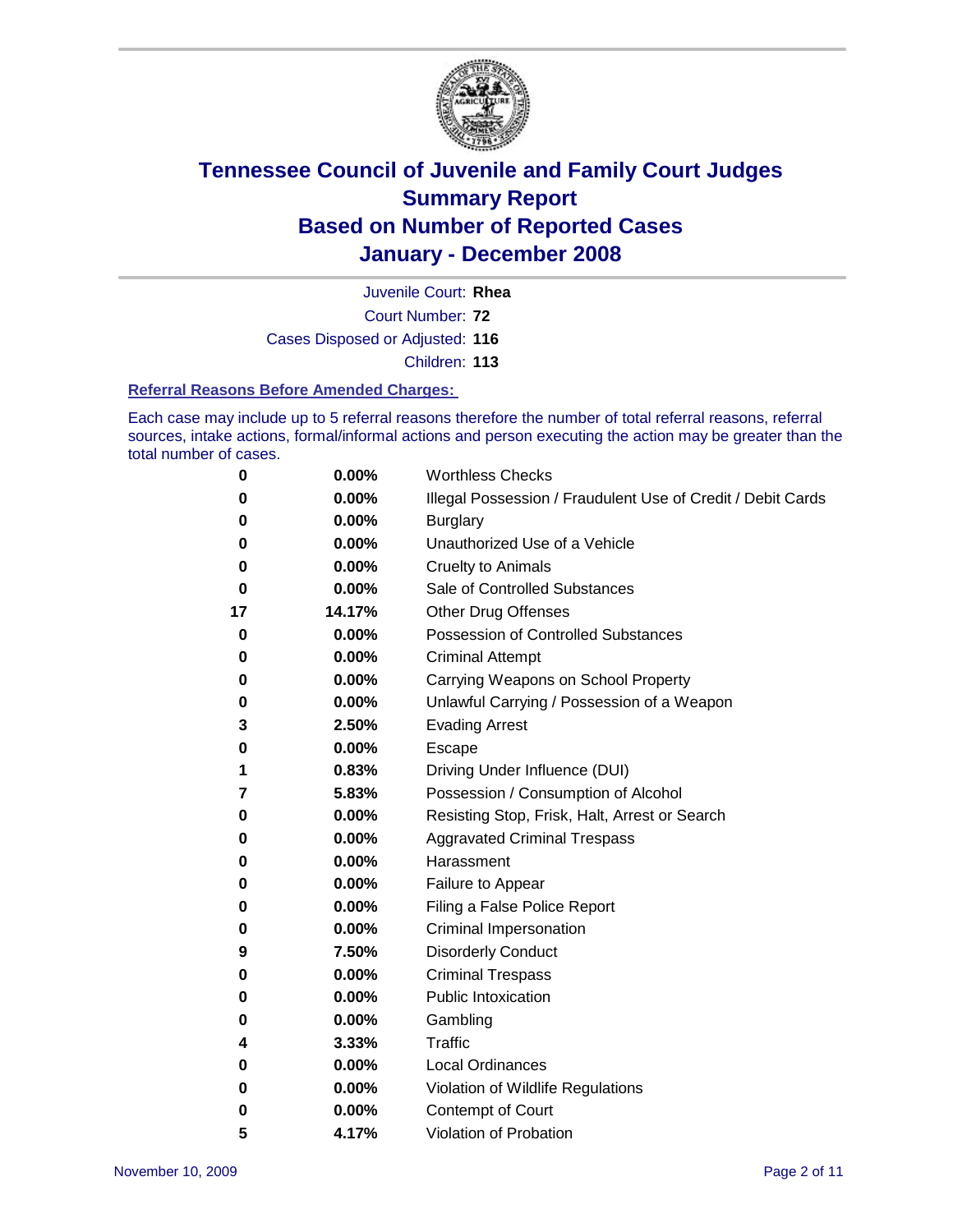# Tennessee Council of Juvenile and Family Court Judges
## Summary Report
## Based on Number of Reported Cases
## January - December 2008

Juvenile Court: **Rhea**
Court Number: **72**
Cases Disposed or Adjusted: **116**
Children: **113**

### Referral Reasons Before Amended Charges:

Each case may include up to 5 referral reasons therefore the number of total referral reasons, referral sources, intake actions, formal/informal actions and person executing the action may be greater than the total number of cases.

| Count | Percent | Referral Reason |
|---|---|---|
| 0 | 0.00% | Worthless Checks |
| 0 | 0.00% | Illegal Possession / Fraudulent Use of Credit / Debit Cards |
| 0 | 0.00% | Burglary |
| 0 | 0.00% | Unauthorized Use of a Vehicle |
| 0 | 0.00% | Cruelty to Animals |
| 0 | 0.00% | Sale of Controlled Substances |
| 17 | 14.17% | Other Drug Offenses |
| 0 | 0.00% | Possession of Controlled Substances |
| 0 | 0.00% | Criminal Attempt |
| 0 | 0.00% | Carrying Weapons on School Property |
| 0 | 0.00% | Unlawful Carrying / Possession of a Weapon |
| 3 | 2.50% | Evading Arrest |
| 0 | 0.00% | Escape |
| 1 | 0.83% | Driving Under Influence (DUI) |
| 7 | 5.83% | Possession / Consumption of Alcohol |
| 0 | 0.00% | Resisting Stop, Frisk, Halt, Arrest or Search |
| 0 | 0.00% | Aggravated Criminal Trespass |
| 0 | 0.00% | Harassment |
| 0 | 0.00% | Failure to Appear |
| 0 | 0.00% | Filing a False Police Report |
| 0 | 0.00% | Criminal Impersonation |
| 9 | 7.50% | Disorderly Conduct |
| 0 | 0.00% | Criminal Trespass |
| 0 | 0.00% | Public Intoxication |
| 0 | 0.00% | Gambling |
| 4 | 3.33% | Traffic |
| 0 | 0.00% | Local Ordinances |
| 0 | 0.00% | Violation of Wildlife Regulations |
| 0 | 0.00% | Contempt of Court |
| 5 | 4.17% | Violation of Probation |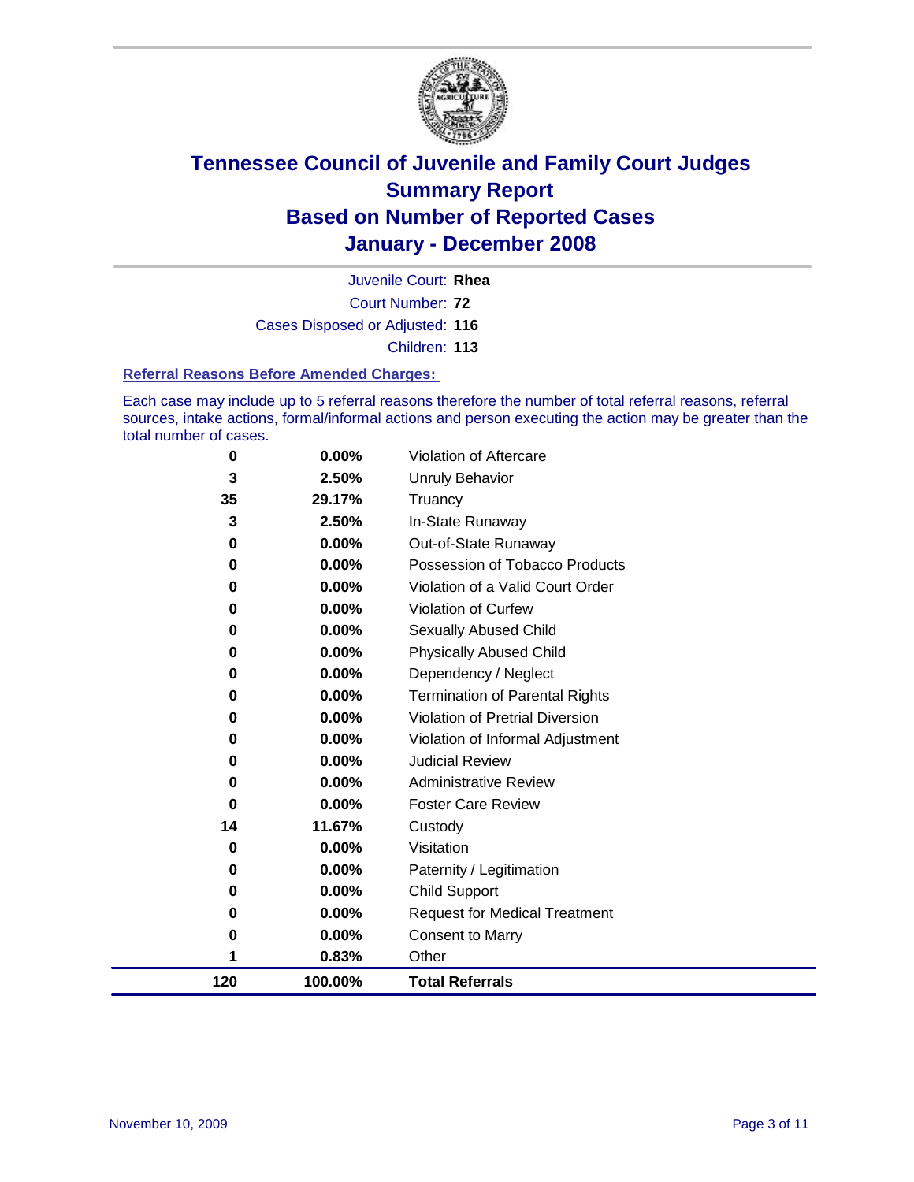# Tennessee Council of Juvenile and Family Court Judges
## Summary Report
## Based on Number of Reported Cases
## January - December 2008

Juvenile Court: **Rhea**
Court Number: **72**
Cases Disposed or Adjusted: **116**
Children: **113**

### Referral Reasons Before Amended Charges:

Each case may include up to 5 referral reasons therefore the number of total referral reasons, referral sources, intake actions, formal/informal actions and person executing the action may be greater than the total number of cases.

| Count | Percent | Referral Reason |
|---|---|---|
| 0 | 0.00% | Violation of Aftercare |
| 3 | 2.50% | Unruly Behavior |
| 35 | 29.17% | Truancy |
| 3 | 2.50% | In-State Runaway |
| 0 | 0.00% | Out-of-State Runaway |
| 0 | 0.00% | Possession of Tobacco Products |
| 0 | 0.00% | Violation of a Valid Court Order |
| 0 | 0.00% | Violation of Curfew |
| 0 | 0.00% | Sexually Abused Child |
| 0 | 0.00% | Physically Abused Child |
| 0 | 0.00% | Dependency / Neglect |
| 0 | 0.00% | Termination of Parental Rights |
| 0 | 0.00% | Violation of Pretrial Diversion |
| 0 | 0.00% | Violation of Informal Adjustment |
| 0 | 0.00% | Judicial Review |
| 0 | 0.00% | Administrative Review |
| 0 | 0.00% | Foster Care Review |
| 14 | 11.67% | Custody |
| 0 | 0.00% | Visitation |
| 0 | 0.00% | Paternity / Legitimation |
| 0 | 0.00% | Child Support |
| 0 | 0.00% | Request for Medical Treatment |
| 0 | 0.00% | Consent to Marry |
| 1 | 0.83% | Other |
| **120** | **100.00%** | **Total Referrals** |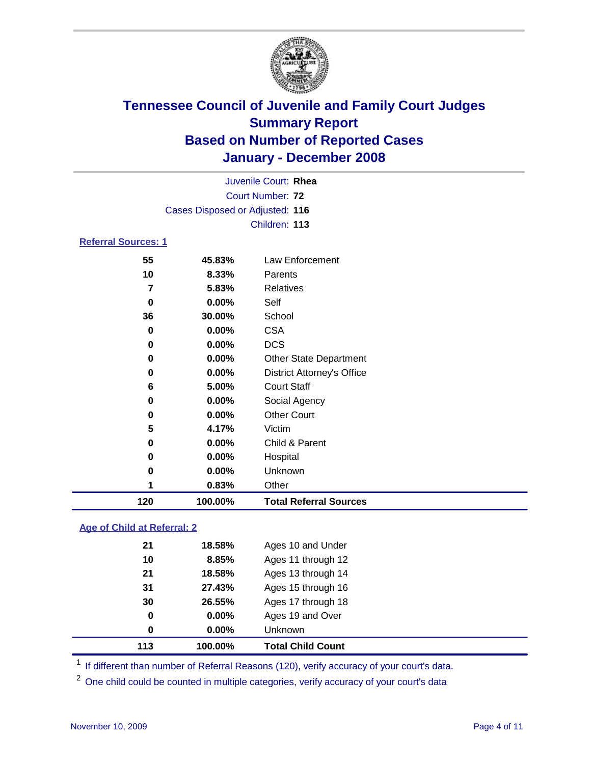# Tennessee Council of Juvenile and Family Court Judges
## Summary Report
## Based on Number of Reported Cases
## January - December 2008

Juvenile Court: **Rhea**
Court Number: **72**
Cases Disposed or Adjusted: **116**
Children: **113**

### Referral Sources: 1

| | | |
|---|---|---|
| 55 | 45.83% | Law Enforcement |
| 10 | 8.33% | Parents |
| 7 | 5.83% | Relatives |
| 0 | 0.00% | Self |
| 36 | 30.00% | School |
| 0 | 0.00% | CSA |
| 0 | 0.00% | DCS |
| 0 | 0.00% | Other State Department |
| 0 | 0.00% | District Attorney's Office |
| 6 | 5.00% | Court Staff |
| 0 | 0.00% | Social Agency |
| 0 | 0.00% | Other Court |
| 5 | 4.17% | Victim |
| 0 | 0.00% | Child & Parent |
| 0 | 0.00% | Hospital |
| 0 | 0.00% | Unknown |
| 1 | 0.83% | Other |
| **120** | **100.00%** | **Total Referral Sources** |

### Age of Child at Referral: 2

| | | |
|---|---|---|
| 21 | 18.58% | Ages 10 and Under |
| 10 | 8.85% | Ages 11 through 12 |
| 21 | 18.58% | Ages 13 through 14 |
| 31 | 27.43% | Ages 15 through 16 |
| 30 | 26.55% | Ages 17 through 18 |
| 0 | 0.00% | Ages 19 and Over |
| 0 | 0.00% | Unknown |
| **113** | **100.00%** | **Total Child Count** |

[1] If different than number of Referral Reasons (120), verify accuracy of your court's data.

[2] One child could be counted in multiple categories, verify accuracy of your court's data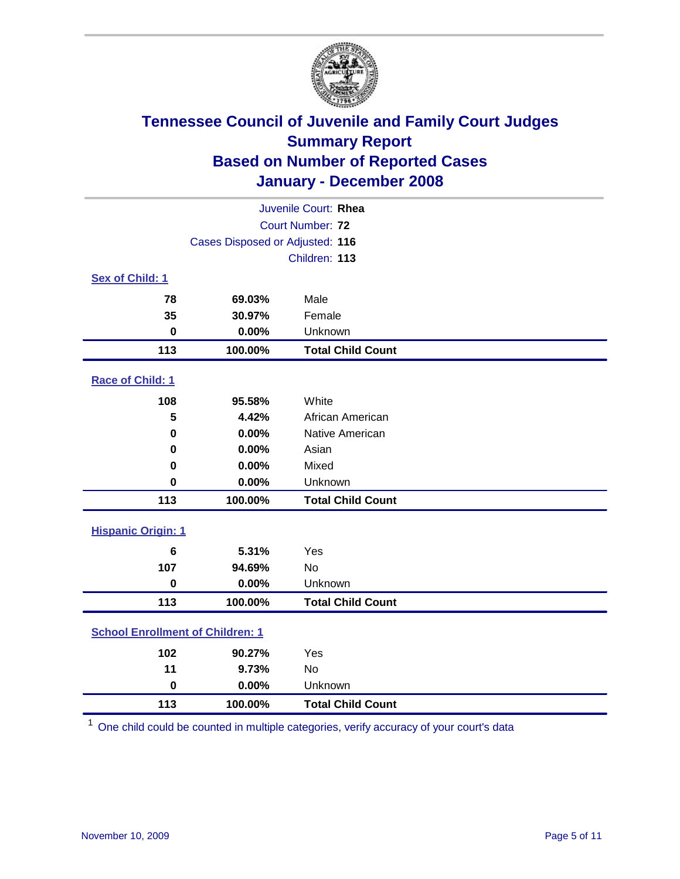# Tennessee Council of Juvenile and Family Court Judges
## Summary Report
## Based on Number of Reported Cases
## January - December 2008

Juvenile Court: **Rhea**
Court Number: **72**
Cases Disposed or Adjusted: **116**
Children: **113**

### Sex of Child: 1

| | | |
|---|---|---|
| **78** | **69.03%** | Male |
| **35** | **30.97%** | Female |
| **0** | **0.00%** | Unknown |
| **113** | **100.00%** | **Total Child Count** |

### Race of Child: 1

| | | |
|---|---|---|
| **108** | **95.58%** | White |
| **5** | **4.42%** | African American |
| **0** | **0.00%** | Native American |
| **0** | **0.00%** | Asian |
| **0** | **0.00%** | Mixed |
| **0** | **0.00%** | Unknown |
| **113** | **100.00%** | **Total Child Count** |

### Hispanic Origin: 1

| | | |
|---|---|---|
| **6** | **5.31%** | Yes |
| **107** | **94.69%** | No |
| **0** | **0.00%** | Unknown |
| **113** | **100.00%** | **Total Child Count** |

### School Enrollment of Children: 1

| | | |
|---|---|---|
| **102** | **90.27%** | Yes |
| **11** | **9.73%** | No |
| **0** | **0.00%** | Unknown |
| **113** | **100.00%** | **Total Child Count** |

[1] One child could be counted in multiple categories, verify accuracy of your court's data

November 10, 2009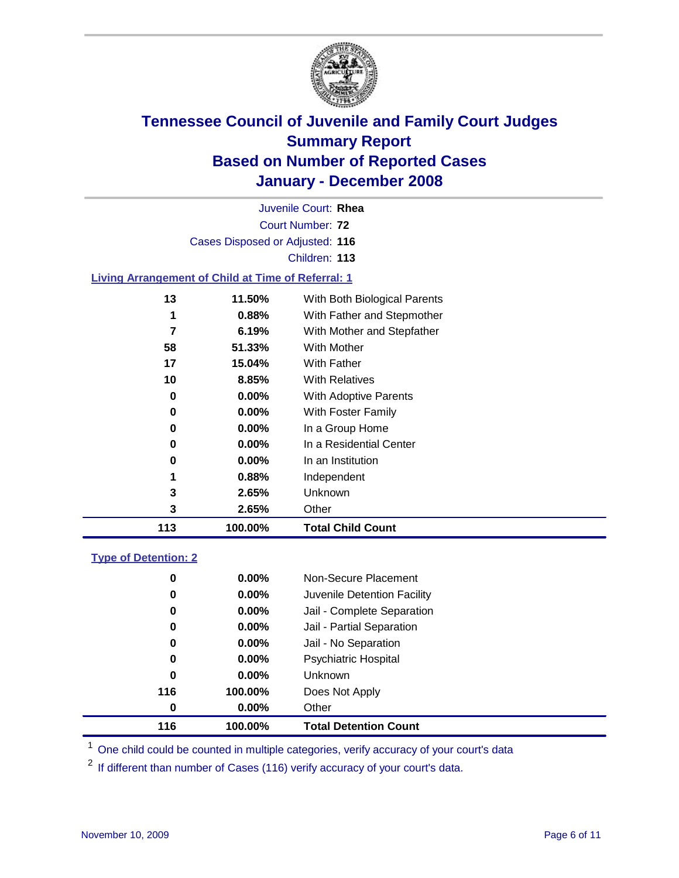# Tennessee Council of Juvenile and Family Court Judges
# Summary Report
# Based on Number of Reported Cases
# January - December 2008

Juvenile Court: **Rhea**

Court Number: **72**

Cases Disposed or Adjusted: **116**

Children: **113**

### Living Arrangement of Child at Time of Referral: 1

| | | |
|---|---|---|
| 13 | 11.50% | With Both Biological Parents |
| 1 | 0.88% | With Father and Stepmother |
| 7 | 6.19% | With Mother and Stepfather |
| 58 | 51.33% | With Mother |
| 17 | 15.04% | With Father |
| 10 | 8.85% | With Relatives |
| 0 | 0.00% | With Adoptive Parents |
| 0 | 0.00% | With Foster Family |
| 0 | 0.00% | In a Group Home |
| 0 | 0.00% | In a Residential Center |
| 0 | 0.00% | In an Institution |
| 1 | 0.88% | Independent |
| 3 | 2.65% | Unknown |
| 3 | 2.65% | Other |
| **113** | **100.00%** | **Total Child Count** |

### Type of Detention: 2

| | | |
|---|---|---|
| 0 | 0.00% | Non-Secure Placement |
| 0 | 0.00% | Juvenile Detention Facility |
| 0 | 0.00% | Jail - Complete Separation |
| 0 | 0.00% | Jail - Partial Separation |
| 0 | 0.00% | Jail - No Separation |
| 0 | 0.00% | Psychiatric Hospital |
| 0 | 0.00% | Unknown |
| 116 | 100.00% | Does Not Apply |
| 0 | 0.00% | Other |
| **116** | **100.00%** | **Total Detention Count** |

[1] One child could be counted in multiple categories, verify accuracy of your court's data

[2] If different than number of Cases (116) verify accuracy of your court's data.

November 10, 2009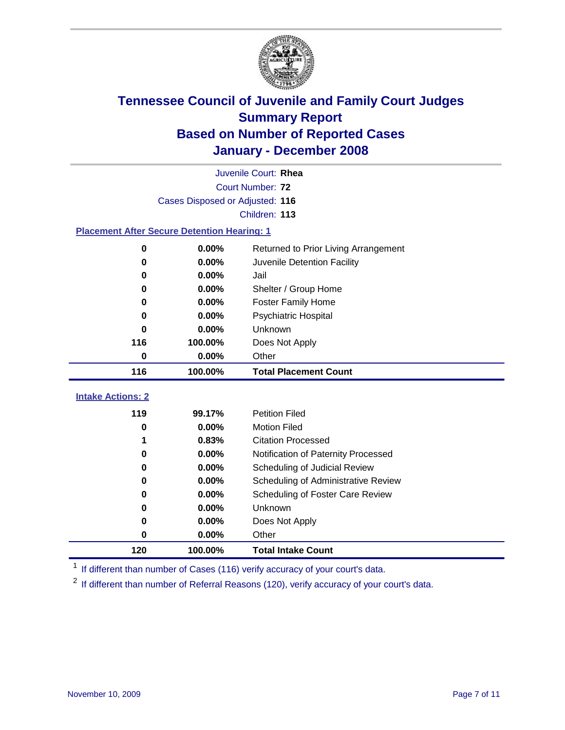# Tennessee Council of Juvenile and Family Court Judges
## Summary Report
## Based on Number of Reported Cases
## January - December 2008

Juvenile Court: **Rhea**
Court Number: **72**
Cases Disposed or Adjusted: **116**
Children: **113**

### Placement After Secure Detention Hearing: 1

| Count | Percent | Placement |
|---|---|---|
| 0 | 0.00% | Returned to Prior Living Arrangement |
| 0 | 0.00% | Juvenile Detention Facility |
| 0 | 0.00% | Jail |
| 0 | 0.00% | Shelter / Group Home |
| 0 | 0.00% | Foster Family Home |
| 0 | 0.00% | Psychiatric Hospital |
| 0 | 0.00% | Unknown |
| 116 | 100.00% | Does Not Apply |
| 0 | 0.00% | Other |
| **116** | **100.00%** | **Total Placement Count** |

### Intake Actions: 2

| Count | Percent | Intake Action |
|---|---|---|
| 119 | 99.17% | Petition Filed |
| 0 | 0.00% | Motion Filed |
| 1 | 0.83% | Citation Processed |
| 0 | 0.00% | Notification of Paternity Processed |
| 0 | 0.00% | Scheduling of Judicial Review |
| 0 | 0.00% | Scheduling of Administrative Review |
| 0 | 0.00% | Scheduling of Foster Care Review |
| 0 | 0.00% | Unknown |
| 0 | 0.00% | Does Not Apply |
| 0 | 0.00% | Other |
| **120** | **100.00%** | **Total Intake Count** |

[1] If different than number of Cases (116) verify accuracy of your court's data.

[2] If different than number of Referral Reasons (120), verify accuracy of your court's data.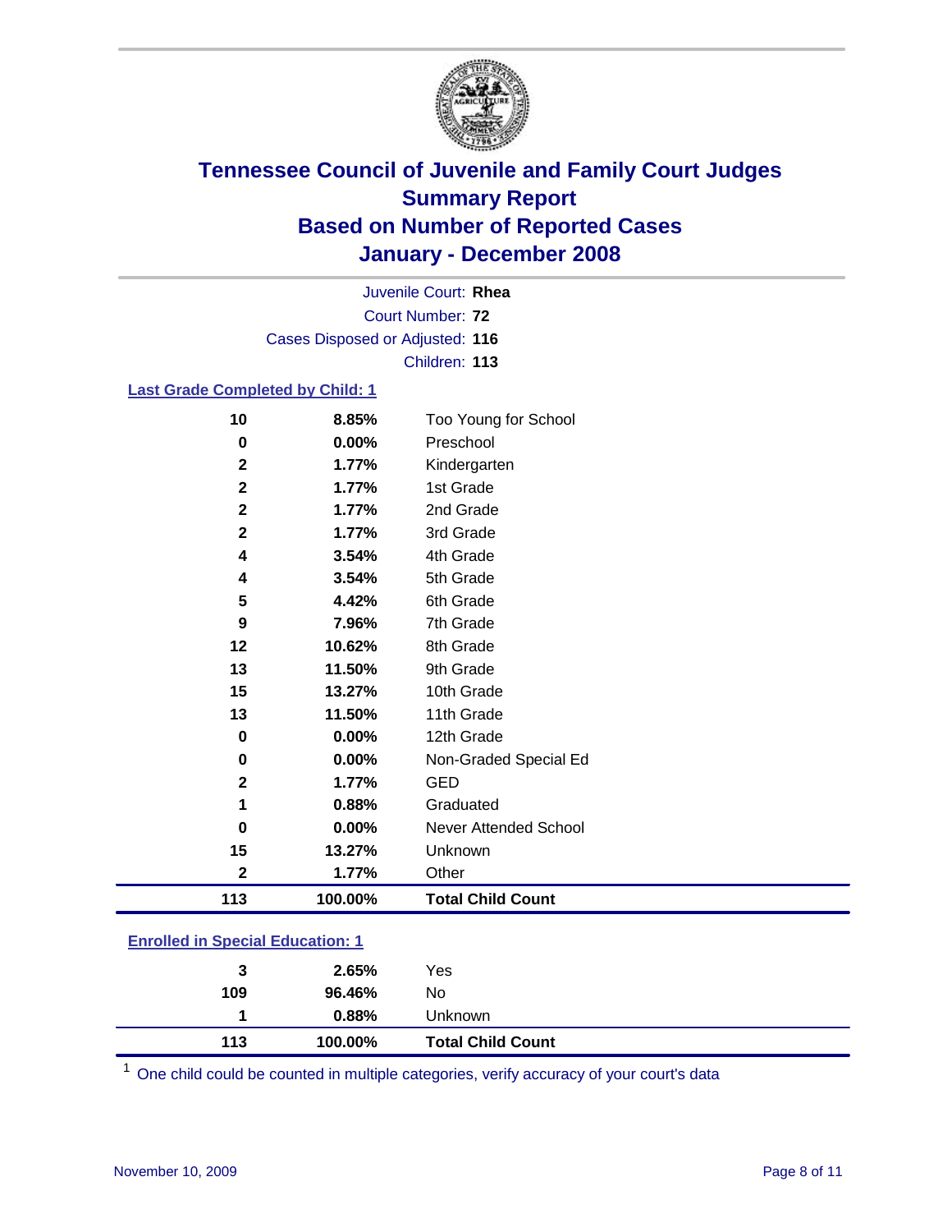# Tennessee Council of Juvenile and Family Court Judges
## Summary Report
## Based on Number of Reported Cases
## January - December 2008

Juvenile Court: **Rhea**
Court Number: **72**
Cases Disposed or Adjusted: **116**
Children: **113**

### Last Grade Completed by Child: 1

| Count | Percent | Category |
|---|---|---|
| 10 | 8.85% | Too Young for School |
| 0 | 0.00% | Preschool |
| 2 | 1.77% | Kindergarten |
| 2 | 1.77% | 1st Grade |
| 2 | 1.77% | 2nd Grade |
| 2 | 1.77% | 3rd Grade |
| 4 | 3.54% | 4th Grade |
| 4 | 3.54% | 5th Grade |
| 5 | 4.42% | 6th Grade |
| 9 | 7.96% | 7th Grade |
| 12 | 10.62% | 8th Grade |
| 13 | 11.50% | 9th Grade |
| 15 | 13.27% | 10th Grade |
| 13 | 11.50% | 11th Grade |
| 0 | 0.00% | 12th Grade |
| 0 | 0.00% | Non-Graded Special Ed |
| 2 | 1.77% | GED |
| 1 | 0.88% | Graduated |
| 0 | 0.00% | Never Attended School |
| 15 | 13.27% | Unknown |
| 2 | 1.77% | Other |
| **113** | **100.00%** | **Total Child Count** |

### Enrolled in Special Education: 1

| Count | Percent | Category |
|---|---|---|
| 3 | 2.65% | Yes |
| 109 | 96.46% | No |
| 1 | 0.88% | Unknown |
| **113** | **100.00%** | **Total Child Count** |

[1] One child could be counted in multiple categories, verify accuracy of your court's data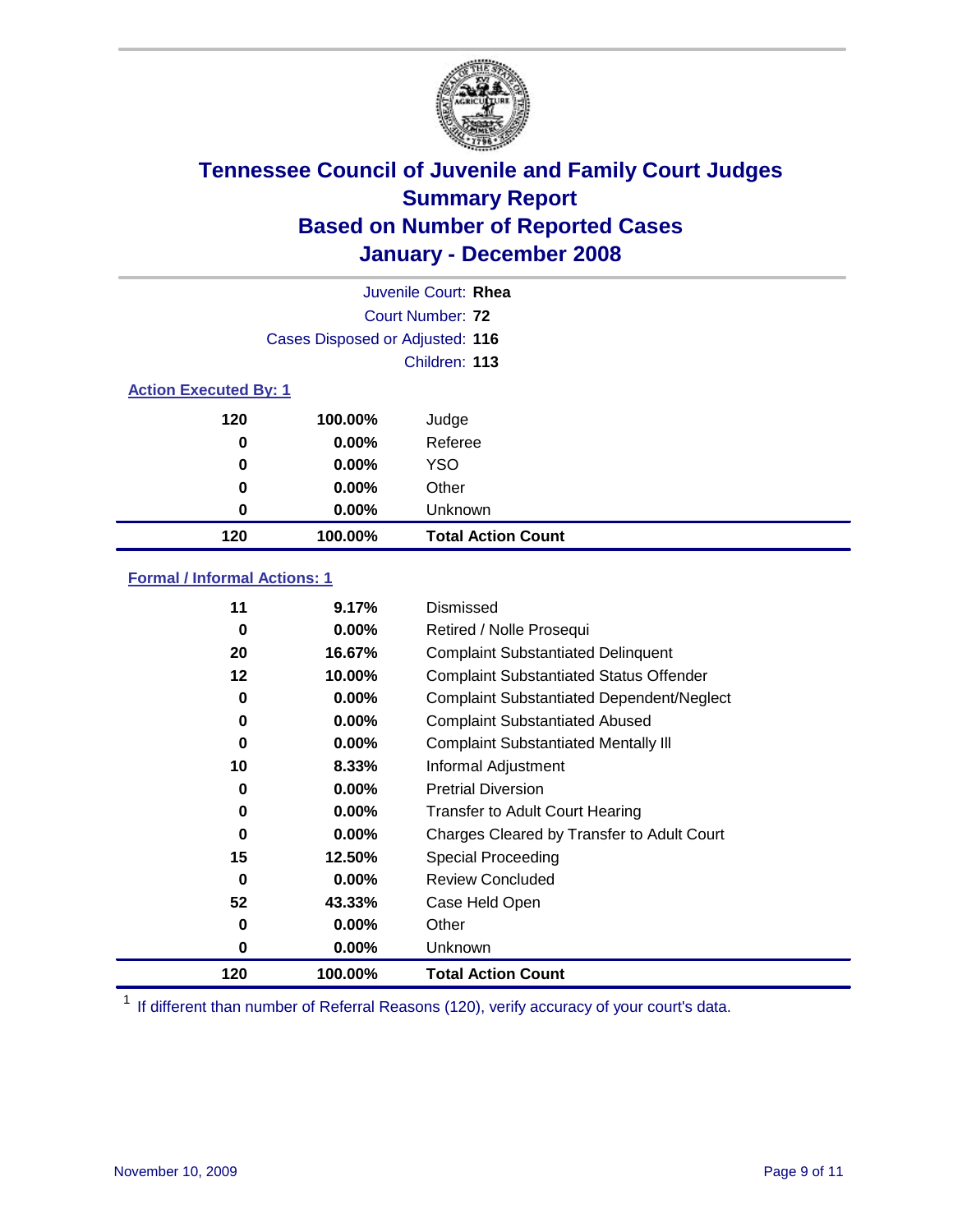# Tennessee Council of Juvenile and Family Court Judges
## Summary Report
## Based on Number of Reported Cases
## January - December 2008

Juvenile Court: **Rhea**

Court Number: **72**

Cases Disposed or Adjusted: **116**

Children: **113**

### Action Executed By: 1

| | | |
|---|---|---|
| 120 | 100.00% | Judge |
| 0 | 0.00% | Referee |
| 0 | 0.00% | YSO |
| 0 | 0.00% | Other |
| 0 | 0.00% | Unknown |
| **120** | **100.00%** | **Total Action Count** |

### Formal / Informal Actions: 1

| | | |
|---|---|---|
| 11 | 9.17% | Dismissed |
| 0 | 0.00% | Retired / Nolle Prosequi |
| 20 | 16.67% | Complaint Substantiated Delinquent |
| 12 | 10.00% | Complaint Substantiated Status Offender |
| 0 | 0.00% | Complaint Substantiated Dependent/Neglect |
| 0 | 0.00% | Complaint Substantiated Abused |
| 0 | 0.00% | Complaint Substantiated Mentally Ill |
| 10 | 8.33% | Informal Adjustment |
| 0 | 0.00% | Pretrial Diversion |
| 0 | 0.00% | Transfer to Adult Court Hearing |
| 0 | 0.00% | Charges Cleared by Transfer to Adult Court |
| 15 | 12.50% | Special Proceeding |
| 0 | 0.00% | Review Concluded |
| 52 | 43.33% | Case Held Open |
| 0 | 0.00% | Other |
| 0 | 0.00% | Unknown |
| **120** | **100.00%** | **Total Action Count** |

[1] If different than number of Referral Reasons (120), verify accuracy of your court's data.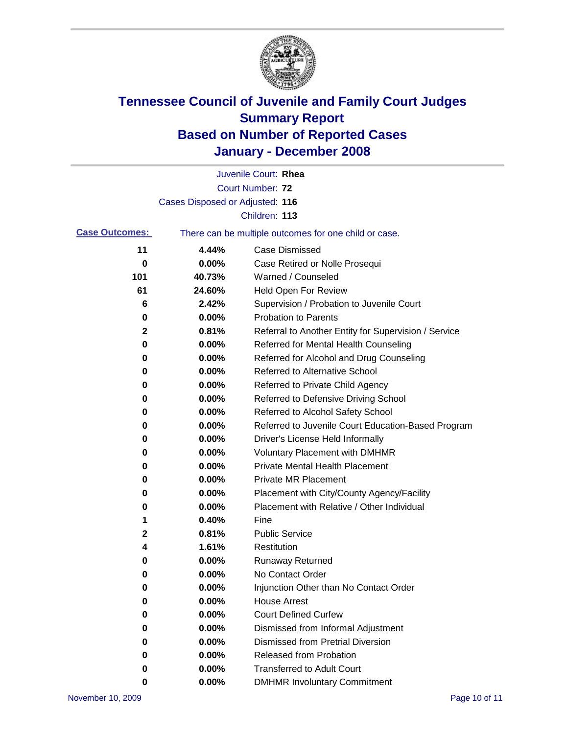# Tennessee Council of Juvenile and Family Court Judges
## Summary Report
## Based on Number of Reported Cases
## January - December 2008

Juvenile Court: **Rhea**

Court Number: **72**

Cases Disposed or Adjusted: **116**

Children: **113**

**Case Outcomes:** There can be multiple outcomes for one child or case.

| Count | Percent | Outcome |
|---|---|---|
| 11 | 4.44% | Case Dismissed |
| 0 | 0.00% | Case Retired or Nolle Prosequi |
| 101 | 40.73% | Warned / Counseled |
| 61 | 24.60% | Held Open For Review |
| 6 | 2.42% | Supervision / Probation to Juvenile Court |
| 0 | 0.00% | Probation to Parents |
| 2 | 0.81% | Referral to Another Entity for Supervision / Service |
| 0 | 0.00% | Referred for Mental Health Counseling |
| 0 | 0.00% | Referred for Alcohol and Drug Counseling |
| 0 | 0.00% | Referred to Alternative School |
| 0 | 0.00% | Referred to Private Child Agency |
| 0 | 0.00% | Referred to Defensive Driving School |
| 0 | 0.00% | Referred to Alcohol Safety School |
| 0 | 0.00% | Referred to Juvenile Court Education-Based Program |
| 0 | 0.00% | Driver's License Held Informally |
| 0 | 0.00% | Voluntary Placement with DMHMR |
| 0 | 0.00% | Private Mental Health Placement |
| 0 | 0.00% | Private MR Placement |
| 0 | 0.00% | Placement with City/County Agency/Facility |
| 0 | 0.00% | Placement with Relative / Other Individual |
| 1 | 0.40% | Fine |
| 2 | 0.81% | Public Service |
| 4 | 1.61% | Restitution |
| 0 | 0.00% | Runaway Returned |
| 0 | 0.00% | No Contact Order |
| 0 | 0.00% | Injunction Other than No Contact Order |
| 0 | 0.00% | House Arrest |
| 0 | 0.00% | Court Defined Curfew |
| 0 | 0.00% | Dismissed from Informal Adjustment |
| 0 | 0.00% | Dismissed from Pretrial Diversion |
| 0 | 0.00% | Released from Probation |
| 0 | 0.00% | Transferred to Adult Court |
| 0 | 0.00% | DMHMR Involuntary Commitment |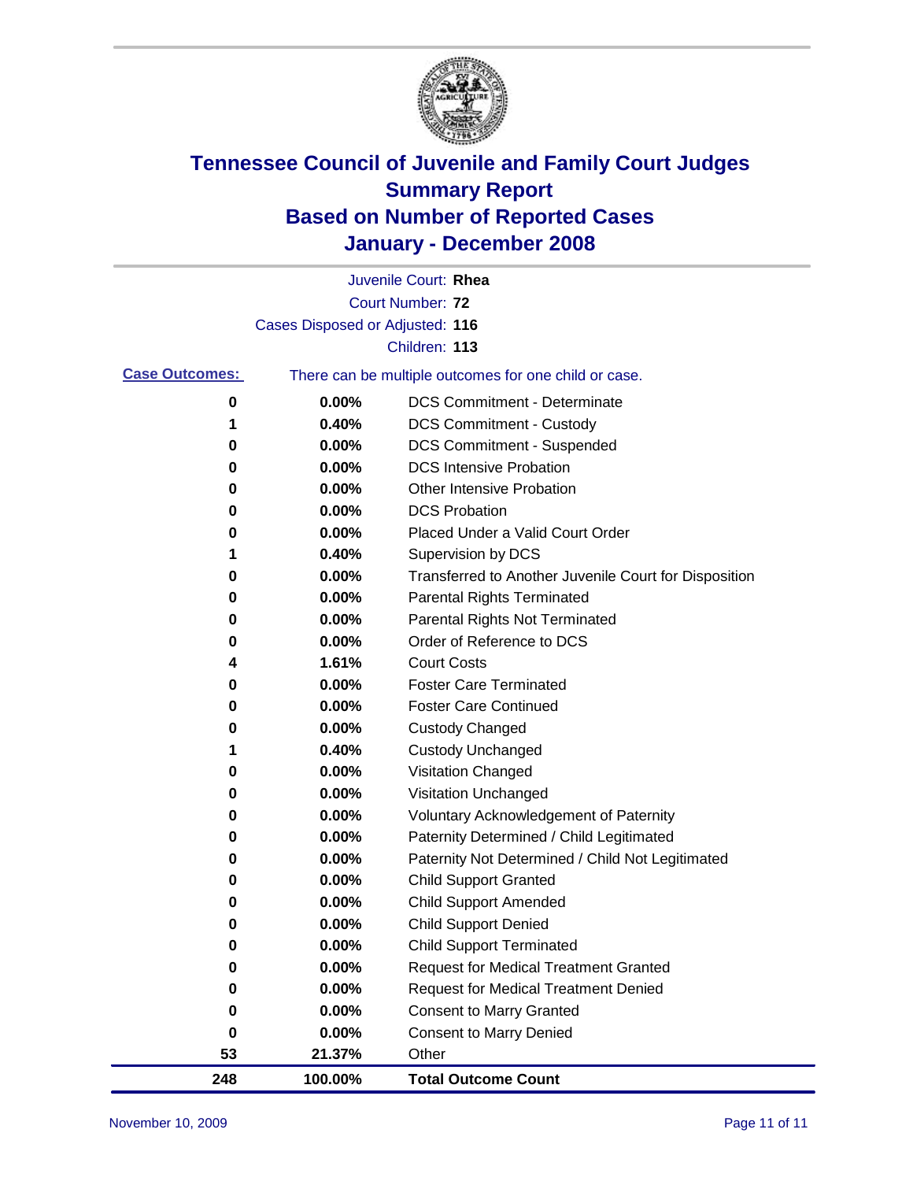# Tennessee Council of Juvenile and Family Court Judges
## Summary Report
## Based on Number of Reported Cases
## January - December 2008

Juvenile Court: **Rhea**

Court Number: **72**

Cases Disposed or Adjusted: **116**

Children: **113**

**Case Outcomes:** There can be multiple outcomes for one child or case.

| | | |
|---|---|---|
| 0 | 0.00% | DCS Commitment - Determinate |
| 1 | 0.40% | DCS Commitment - Custody |
| 0 | 0.00% | DCS Commitment - Suspended |
| 0 | 0.00% | DCS Intensive Probation |
| 0 | 0.00% | Other Intensive Probation |
| 0 | 0.00% | DCS Probation |
| 0 | 0.00% | Placed Under a Valid Court Order |
| 1 | 0.40% | Supervision by DCS |
| 0 | 0.00% | Transferred to Another Juvenile Court for Disposition |
| 0 | 0.00% | Parental Rights Terminated |
| 0 | 0.00% | Parental Rights Not Terminated |
| 0 | 0.00% | Order of Reference to DCS |
| 4 | 1.61% | Court Costs |
| 0 | 0.00% | Foster Care Terminated |
| 0 | 0.00% | Foster Care Continued |
| 0 | 0.00% | Custody Changed |
| 1 | 0.40% | Custody Unchanged |
| 0 | 0.00% | Visitation Changed |
| 0 | 0.00% | Visitation Unchanged |
| 0 | 0.00% | Voluntary Acknowledgement of Paternity |
| 0 | 0.00% | Paternity Determined / Child Legitimated |
| 0 | 0.00% | Paternity Not Determined / Child Not Legitimated |
| 0 | 0.00% | Child Support Granted |
| 0 | 0.00% | Child Support Amended |
| 0 | 0.00% | Child Support Denied |
| 0 | 0.00% | Child Support Terminated |
| 0 | 0.00% | Request for Medical Treatment Granted |
| 0 | 0.00% | Request for Medical Treatment Denied |
| 0 | 0.00% | Consent to Marry Granted |
| 0 | 0.00% | Consent to Marry Denied |
| 53 | 21.37% | Other |
| **248** | **100.00%** | **Total Outcome Count** |

November 10, 2009